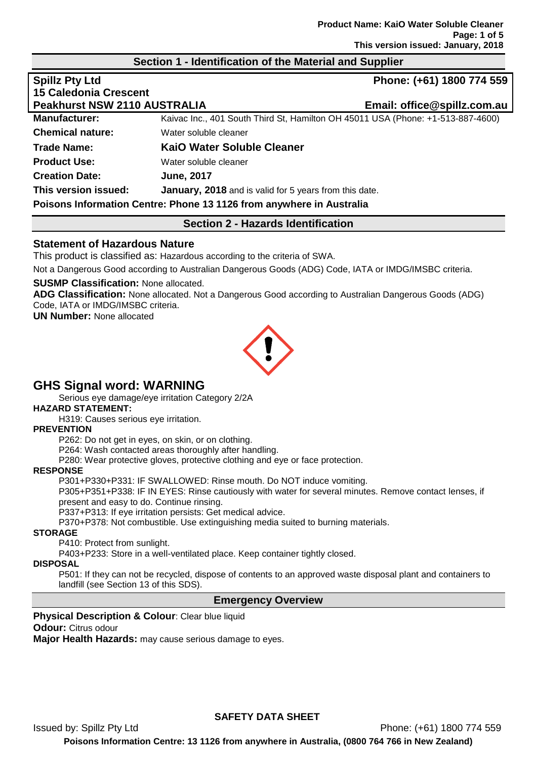## Section 1 - Identification of the Material and Supplier

**Spillz Pty Ltd**
**15 Caledonia Crescent**
**Peakhurst NSW 2110 AUSTRALIA**

**Phone: (+61) 1800 774 559**
**Email: office@spillz.com.au**

| | |
|---|---|
| **Manufacturer:** | Kaivac Inc., 401 South Third St, Hamilton OH 45011 USA (Phone: +1-513-887-4600) |
| **Chemical nature:** | Water soluble cleaner |
| **Trade Name:** | **KaiO Water Soluble Cleaner** |
| **Product Use:** | Water soluble cleaner |
| **Creation Date:** | **June, 2017** |
| **This version issued:** | **January, 2018** and is valid for 5 years from this date. |

**Poisons Information Centre: Phone 13 1126 from anywhere in Australia**

## Section 2 - Hazards Identification

### Statement of Hazardous Nature

This product is classified as: Hazardous according to the criteria of SWA.

Not a Dangerous Good according to Australian Dangerous Goods (ADG) Code, IATA or IMDG/IMSBC criteria.

**SUSMP Classification:** None allocated.

**ADG Classification:** None allocated. Not a Dangerous Good according to Australian Dangerous Goods (ADG) Code, IATA or IMDG/IMSBC criteria.

**UN Number:** None allocated

## GHS Signal word: WARNING

Serious eye damage/eye irritation Category 2/2A

**HAZARD STATEMENT:**

H319: Causes serious eye irritation.

**PREVENTION**

P262: Do not get in eyes, on skin, or on clothing.
P264: Wash contacted areas thoroughly after handling.
P280: Wear protective gloves, protective clothing and eye or face protection.

**RESPONSE**

P301+P330+P331: IF SWALLOWED: Rinse mouth. Do NOT induce vomiting.
P305+P351+P338: IF IN EYES: Rinse cautiously with water for several minutes. Remove contact lenses, if present and easy to do. Continue rinsing.
P337+P313: If eye irritation persists: Get medical advice.
P370+P378: Not combustible. Use extinguishing media suited to burning materials.

**STORAGE**

P410: Protect from sunlight.
P403+P233: Store in a well-ventilated place. Keep container tightly closed.

**DISPOSAL**

P501: If they can not be recycled, dispose of contents to an approved waste disposal plant and containers to landfill (see Section 13 of this SDS).

## Emergency Overview

**Physical Description & Colour**: Clear blue liquid
**Odour:** Citrus odour
**Major Health Hazards:** may cause serious damage to eyes.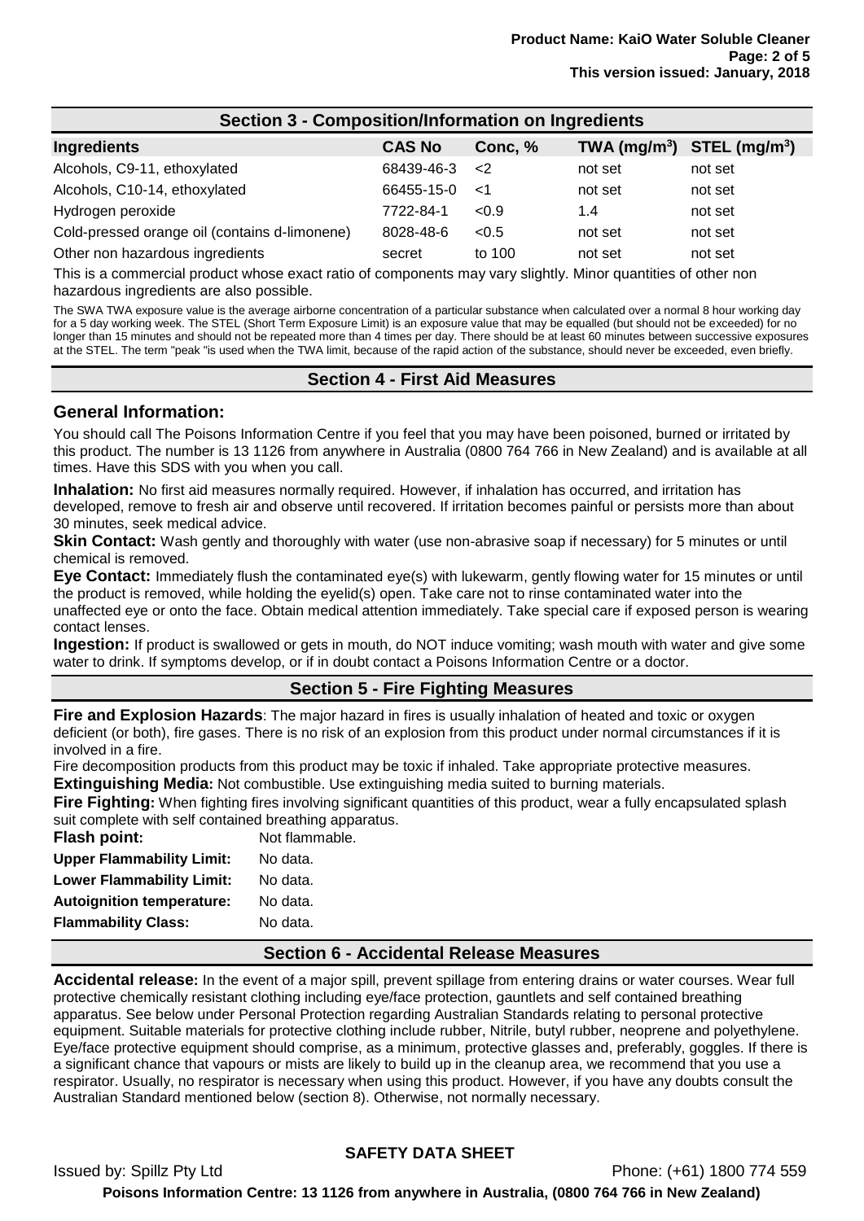## Section 3 - Composition/Information on Ingredients

| Ingredients | CAS No | Conc, % | TWA ($mg/m^3$) | STEL ($mg/m^3$) |
|---|---|---|---|---|
| Alcohols, C9-11, ethoxylated | 68439-46-3 | <2 | not set | not set |
| Alcohols, C10-14, ethoxylated | 66455-15-0 | <1 | not set | not set |
| Hydrogen peroxide | 7722-84-1 | <0.9 | 1.4 | not set |
| Cold-pressed orange oil (contains d-limonene) | 8028-48-6 | <0.5 | not set | not set |
| Other non hazardous ingredients | secret | to 100 | not set | not set |

This is a commercial product whose exact ratio of components may vary slightly. Minor quantities of other non hazardous ingredients are also possible.

The SWA TWA exposure value is the average airborne concentration of a particular substance when calculated over a normal 8 hour working day for a 5 day working week. The STEL (Short Term Exposure Limit) is an exposure value that may be equalled (but should not be exceeded) for no longer than 15 minutes and should not be repeated more than 4 times per day. There should be at least 60 minutes between successive exposures at the STEL. The term "peak "is used when the TWA limit, because of the rapid action of the substance, should never be exceeded, even briefly.

## Section 4 - First Aid Measures

### General Information:

You should call The Poisons Information Centre if you feel that you may have been poisoned, burned or irritated by this product. The number is 13 1126 from anywhere in Australia (0800 764 766 in New Zealand) and is available at all times. Have this SDS with you when you call.

**Inhalation:** No first aid measures normally required. However, if inhalation has occurred, and irritation has developed, remove to fresh air and observe until recovered. If irritation becomes painful or persists more than about 30 minutes, seek medical advice.

**Skin Contact:** Wash gently and thoroughly with water (use non-abrasive soap if necessary) for 5 minutes or until chemical is removed.

**Eye Contact:** Immediately flush the contaminated eye(s) with lukewarm, gently flowing water for 15 minutes or until the product is removed, while holding the eyelid(s) open. Take care not to rinse contaminated water into the unaffected eye or onto the face. Obtain medical attention immediately. Take special care if exposed person is wearing contact lenses.

**Ingestion:** If product is swallowed or gets in mouth, do NOT induce vomiting; wash mouth with water and give some water to drink. If symptoms develop, or if in doubt contact a Poisons Information Centre or a doctor.

## Section 5 - Fire Fighting Measures

**Fire and Explosion Hazards**: The major hazard in fires is usually inhalation of heated and toxic or oxygen deficient (or both), fire gases. There is no risk of an explosion from this product under normal circumstances if it is involved in a fire.

Fire decomposition products from this product may be toxic if inhaled. Take appropriate protective measures.

**Extinguishing Media:** Not combustible. Use extinguishing media suited to burning materials.

**Fire Fighting:** When fighting fires involving significant quantities of this product, wear a fully encapsulated splash suit complete with self contained breathing apparatus.

**Flash point:** Not flammable.
**Upper Flammability Limit:** No data.
**Lower Flammability Limit:** No data.
**Autoignition temperature:** No data.
**Flammability Class:** No data.

## Section 6 - Accidental Release Measures

**Accidental release:** In the event of a major spill, prevent spillage from entering drains or water courses. Wear full protective chemically resistant clothing including eye/face protection, gauntlets and self contained breathing apparatus. See below under Personal Protection regarding Australian Standards relating to personal protective equipment. Suitable materials for protective clothing include rubber, Nitrile, butyl rubber, neoprene and polyethylene. Eye/face protective equipment should comprise, as a minimum, protective glasses and, preferably, goggles. If there is a significant chance that vapours or mists are likely to build up in the cleanup area, we recommend that you use a respirator. Usually, no respirator is necessary when using this product. However, if you have any doubts consult the Australian Standard mentioned below (section 8). Otherwise, not normally necessary.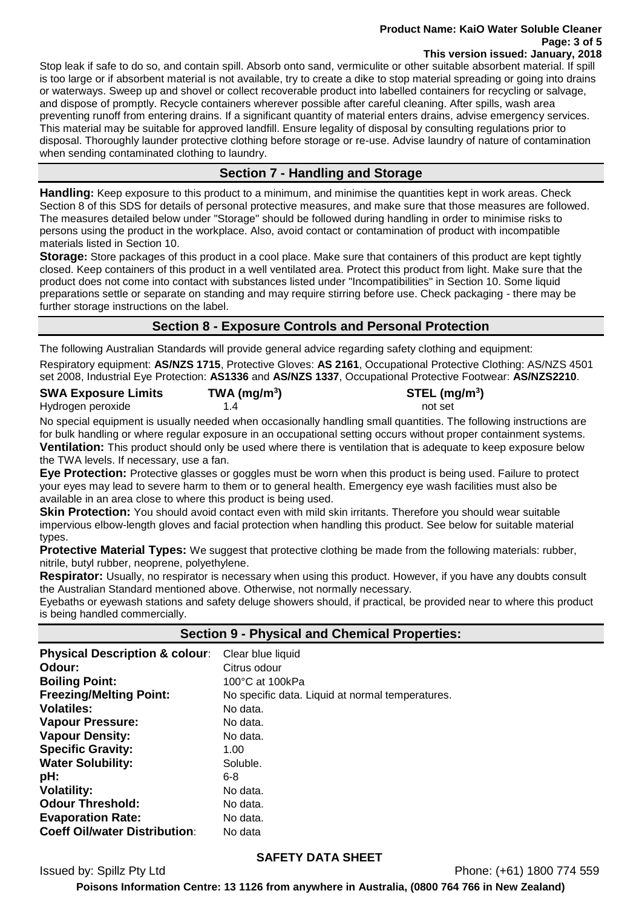Stop leak if safe to do so, and contain spill. Absorb onto sand, vermiculite or other suitable absorbent material. If spill is too large or if absorbent material is not available, try to create a dike to stop material spreading or going into drains or waterways. Sweep up and shovel or collect recoverable product into labelled containers for recycling or salvage, and dispose of promptly. Recycle containers wherever possible after careful cleaning. After spills, wash area preventing runoff from entering drains. If a significant quantity of material enters drains, advise emergency services. This material may be suitable for approved landfill. Ensure legality of disposal by consulting regulations prior to disposal. Thoroughly launder protective clothing before storage or re-use. Advise laundry of nature of contamination when sending contaminated clothing to laundry.

## Section 7 - Handling and Storage

**Handling:** Keep exposure to this product to a minimum, and minimise the quantities kept in work areas. Check Section 8 of this SDS for details of personal protective measures, and make sure that those measures are followed. The measures detailed below under "Storage" should be followed during handling in order to minimise risks to persons using the product in the workplace. Also, avoid contact or contamination of product with incompatible materials listed in Section 10.

**Storage:** Store packages of this product in a cool place. Make sure that containers of this product are kept tightly closed. Keep containers of this product in a well ventilated area. Protect this product from light. Make sure that the product does not come into contact with substances listed under "Incompatibilities" in Section 10. Some liquid preparations settle or separate on standing and may require stirring before use. Check packaging - there may be further storage instructions on the label.

## Section 8 - Exposure Controls and Personal Protection

The following Australian Standards will provide general advice regarding safety clothing and equipment:

Respiratory equipment: **AS/NZS 1715**, Protective Gloves: **AS 2161**, Occupational Protective Clothing: AS/NZS 4501 set 2008, Industrial Eye Protection: **AS1336** and **AS/NZS 1337**, Occupational Protective Footwear: **AS/NZS2210**.

| SWA Exposure Limits | TWA ($mg/m^3$) | STEL ($mg/m^3$) |
|---|---|---|
| Hydrogen peroxide | 1.4 | not set |

No special equipment is usually needed when occasionally handling small quantities. The following instructions are for bulk handling or where regular exposure in an occupational setting occurs without proper containment systems.

**Ventilation:** This product should only be used where there is ventilation that is adequate to keep exposure below the TWA levels. If necessary, use a fan.

**Eye Protection:** Protective glasses or goggles must be worn when this product is being used. Failure to protect your eyes may lead to severe harm to them or to general health. Emergency eye wash facilities must also be available in an area close to where this product is being used.

**Skin Protection:** You should avoid contact even with mild skin irritants. Therefore you should wear suitable impervious elbow-length gloves and facial protection when handling this product. See below for suitable material types.

**Protective Material Types:** We suggest that protective clothing be made from the following materials: rubber, nitrile, butyl rubber, neoprene, polyethylene.

**Respirator:** Usually, no respirator is necessary when using this product. However, if you have any doubts consult the Australian Standard mentioned above. Otherwise, not normally necessary.

Eyebaths or eyewash stations and safety deluge showers should, if practical, be provided near to where this product is being handled commercially.

## Section 9 - Physical and Chemical Properties:

| | |
|---|---|
| **Physical Description & colour**: | Clear blue liquid |
| **Odour:** | Citrus odour |
| **Boiling Point:** | 100°C at 100kPa |
| **Freezing/Melting Point:** | No specific data. Liquid at normal temperatures. |
| **Volatiles:** | No data. |
| **Vapour Pressure:** | No data. |
| **Vapour Density:** | No data. |
| **Specific Gravity:** | 1.00 |
| **Water Solubility:** | Soluble. |
| **pH:** | 6-8 |
| **Volatility:** | No data. |
| **Odour Threshold:** | No data. |
| **Evaporation Rate:** | No data. |
| **Coeff Oil/water Distribution**: | No data |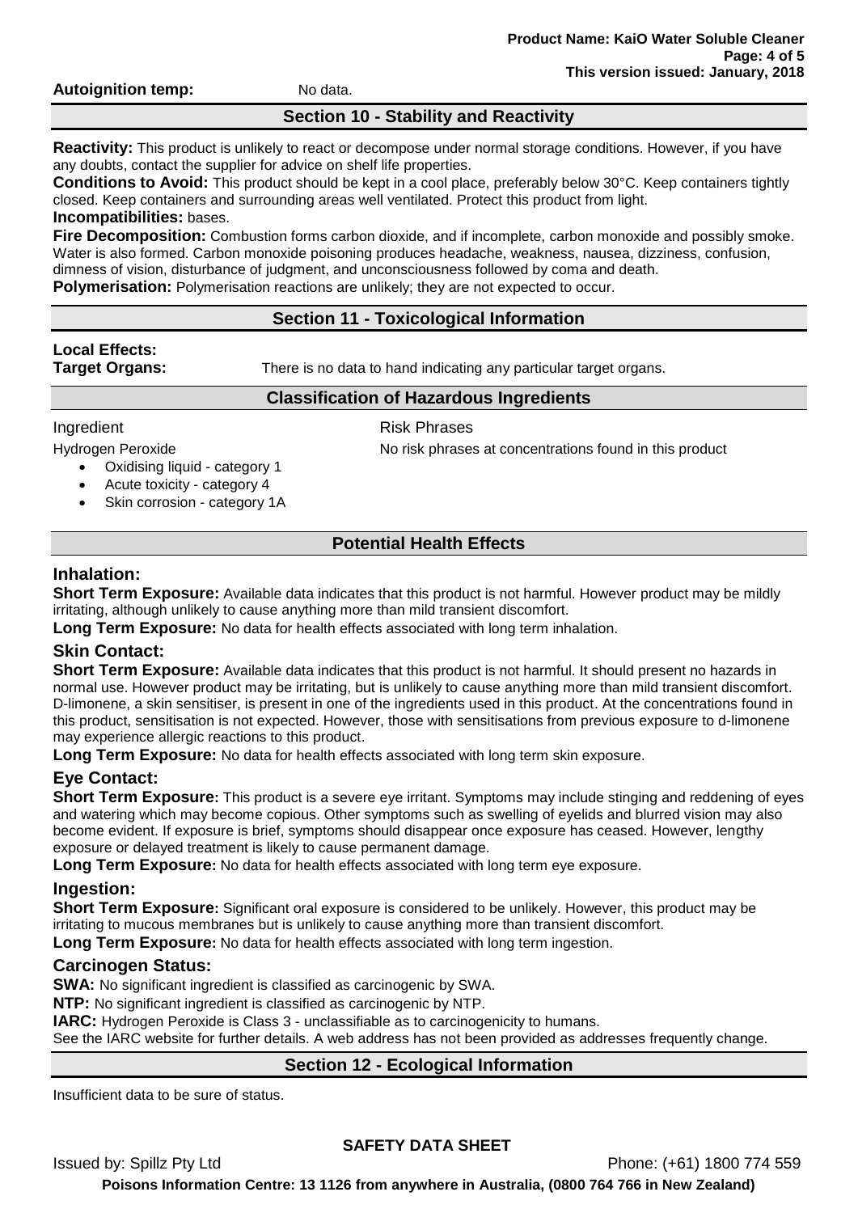**Autoignition temp:** No data.

## Section 10 - Stability and Reactivity

**Reactivity:** This product is unlikely to react or decompose under normal storage conditions. However, if you have any doubts, contact the supplier for advice on shelf life properties.
**Conditions to Avoid:** This product should be kept in a cool place, preferably below 30°C. Keep containers tightly closed. Keep containers and surrounding areas well ventilated. Protect this product from light.
**Incompatibilities:** bases.
**Fire Decomposition:** Combustion forms carbon dioxide, and if incomplete, carbon monoxide and possibly smoke. Water is also formed. Carbon monoxide poisoning produces headache, weakness, nausea, dizziness, confusion, dimness of vision, disturbance of judgment, and unconsciousness followed by coma and death.
**Polymerisation:** Polymerisation reactions are unlikely; they are not expected to occur.

## Section 11 - Toxicological Information

**Local Effects:**
**Target Organs:** There is no data to hand indicating any particular target organs.

### Classification of Hazardous Ingredients

| Ingredient | Risk Phrases |
|---|---|
| Hydrogen Peroxide<br>• Oxidising liquid - category 1<br>• Acute toxicity - category 4<br>• Skin corrosion - category 1A | No risk phrases at concentrations found in this product |

### Potential Health Effects

#### Inhalation:

**Short Term Exposure:** Available data indicates that this product is not harmful. However product may be mildly irritating, although unlikely to cause anything more than mild transient discomfort.
**Long Term Exposure:** No data for health effects associated with long term inhalation.

#### Skin Contact:

**Short Term Exposure:** Available data indicates that this product is not harmful. It should present no hazards in normal use. However product may be irritating, but is unlikely to cause anything more than mild transient discomfort. D-limonene, a skin sensitiser, is present in one of the ingredients used in this product. At the concentrations found in this product, sensitisation is not expected. However, those with sensitisations from previous exposure to d-limonene may experience allergic reactions to this product.
**Long Term Exposure:** No data for health effects associated with long term skin exposure.

#### Eye Contact:

**Short Term Exposure:** This product is a severe eye irritant. Symptoms may include stinging and reddening of eyes and watering which may become copious. Other symptoms such as swelling of eyelids and blurred vision may also become evident. If exposure is brief, symptoms should disappear once exposure has ceased. However, lengthy exposure or delayed treatment is likely to cause permanent damage.
**Long Term Exposure:** No data for health effects associated with long term eye exposure.

#### Ingestion:

**Short Term Exposure:** Significant oral exposure is considered to be unlikely. However, this product may be irritating to mucous membranes but is unlikely to cause anything more than transient discomfort.
**Long Term Exposure:** No data for health effects associated with long term ingestion.

#### Carcinogen Status:

**SWA:** No significant ingredient is classified as carcinogenic by SWA.
**NTP:** No significant ingredient is classified as carcinogenic by NTP.
**IARC:** Hydrogen Peroxide is Class 3 - unclassifiable as to carcinogenicity to humans.
See the IARC website for further details. A web address has not been provided as addresses frequently change.

## Section 12 - Ecological Information

Insufficient data to be sure of status.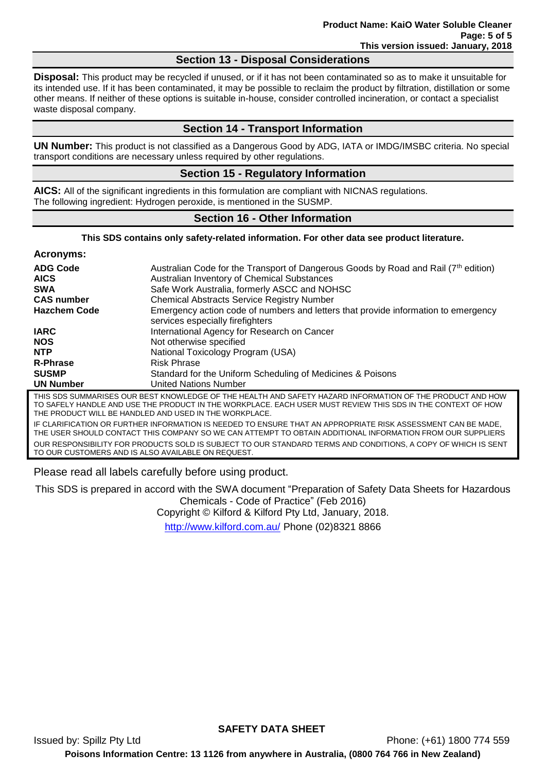## Section 13 - Disposal Considerations

**Disposal:** This product may be recycled if unused, or if it has not been contaminated so as to make it unsuitable for its intended use. If it has been contaminated, it may be possible to reclaim the product by filtration, distillation or some other means. If neither of these options is suitable in-house, consider controlled incineration, or contact a specialist waste disposal company.

## Section 14 - Transport Information

**UN Number:** This product is not classified as a Dangerous Good by ADG, IATA or IMDG/IMSBC criteria. No special transport conditions are necessary unless required by other regulations.

## Section 15 - Regulatory Information

**AICS:** All of the significant ingredients in this formulation are compliant with NICNAS regulations.
The following ingredient: Hydrogen peroxide, is mentioned in the SUSMP.

## Section 16 - Other Information

**This SDS contains only safety-related information. For other data see product literature.**

**Acronyms:**

| | |
|---|---|
| **ADG Code** | Australian Code for the Transport of Dangerous Goods by Road and Rail (7th edition) |
| **AICS** | Australian Inventory of Chemical Substances |
| **SWA** | Safe Work Australia, formerly ASCC and NOHSC |
| **CAS number** | Chemical Abstracts Service Registry Number |
| **Hazchem Code** | Emergency action code of numbers and letters that provide information to emergency services especially firefighters |
| **IARC** | International Agency for Research on Cancer |
| **NOS** | Not otherwise specified |
| **NTP** | National Toxicology Program (USA) |
| **R-Phrase** | Risk Phrase |
| **SUSMP** | Standard for the Uniform Scheduling of Medicines & Poisons |
| **UN Number** | United Nations Number |

THIS SDS SUMMARISES OUR BEST KNOWLEDGE OF THE HEALTH AND SAFETY HAZARD INFORMATION OF THE PRODUCT AND HOW TO SAFELY HANDLE AND USE THE PRODUCT IN THE WORKPLACE. EACH USER MUST REVIEW THIS SDS IN THE CONTEXT OF HOW THE PRODUCT WILL BE HANDLED AND USED IN THE WORKPLACE.

IF CLARIFICATION OR FURTHER INFORMATION IS NEEDED TO ENSURE THAT AN APPROPRIATE RISK ASSESSMENT CAN BE MADE, THE USER SHOULD CONTACT THIS COMPANY SO WE CAN ATTEMPT TO OBTAIN ADDITIONAL INFORMATION FROM OUR SUPPLIERS

OUR RESPONSIBILITY FOR PRODUCTS SOLD IS SUBJECT TO OUR STANDARD TERMS AND CONDITIONS, A COPY OF WHICH IS SENT TO OUR CUSTOMERS AND IS ALSO AVAILABLE ON REQUEST.

Please read all labels carefully before using product.

This SDS is prepared in accord with the SWA document "Preparation of Safety Data Sheets for Hazardous Chemicals - Code of Practice" (Feb 2016)
Copyright © Kilford & Kilford Pty Ltd, January, 2018.
http://www.kilford.com.au/ Phone (02)8321 8866